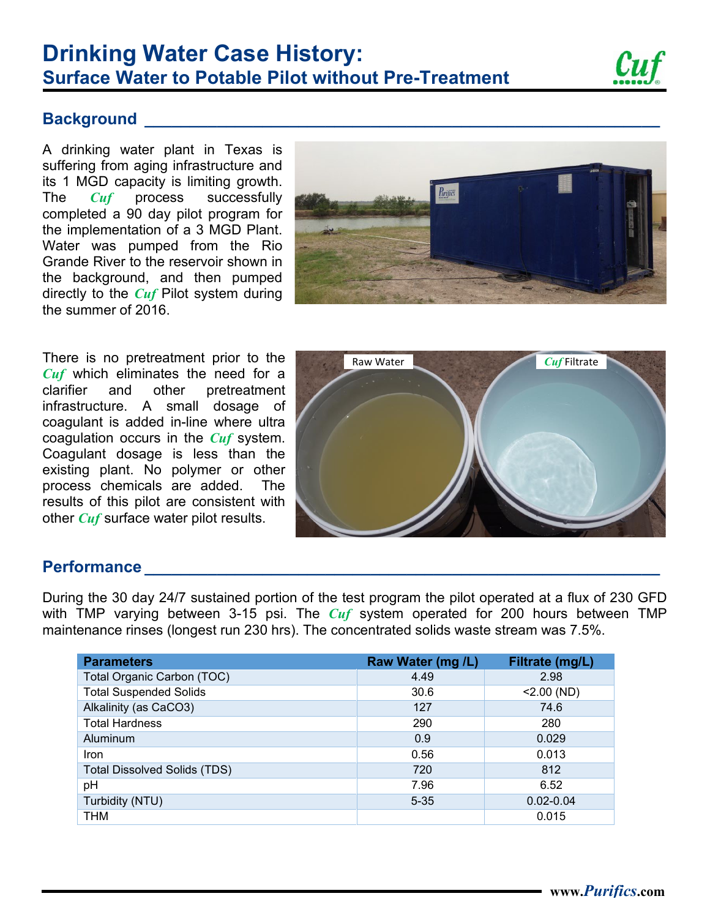# Drinking Water Case History:

## Surface Water to Potable Pilot without Pre-Treatment

## Background

A drinking water plant in Texas is suffering from aging infrastructure and its 1 MGD capacity is limiting growth. The *Cuf* process successfully completed a 90 day pilot program for the implementation of a 3 MGD Plant. Water was pumped from the Rio Grande River to the reservoir shown in the background, and then pumped directly to the *Cuf* Pilot system during the summer of 2016.

There is no pretreatment prior to the *Cuf* which eliminates the need for a clarifier and other pretreatment infrastructure. A small dosage of coagulant is added in-line where ultra coagulation occurs in the *Cuf* system. Coagulant dosage is less than the existing plant. No polymer or other process chemicals are added. The results of this pilot are consistent with other *Cuf* surface water pilot results.

## Performance

During the 30 day 24/7 sustained portion of the test program the pilot operated at a flux of 230 GFD with TMP varying between 3-15 psi. The *Cuf* system operated for 200 hours between TMP maintenance rinses (longest run 230 hrs). The concentrated solids waste stream was 7.5%.

| Parameters | Raw Water (mg /L) | Filtrate (mg/L) |
|---|---|---|
| Total Organic Carbon (TOC) | 4.49 | 2.98 |
| Total Suspended Solids | 30.6 | <2.00 (ND) |
| Alkalinity (as $CaCO_3$) | 127 | 74.6 |
| Total Hardness | 290 | 280 |
| Aluminum | 0.9 | 0.029 |
| Iron | 0.56 | 0.013 |
| Total Dissolved Solids (TDS) | 720 | 812 |
| pH | 7.96 | 6.52 |
| Turbidity (NTU) | 5-35 | 0.02-0.04 |
| THM | | 0.015 |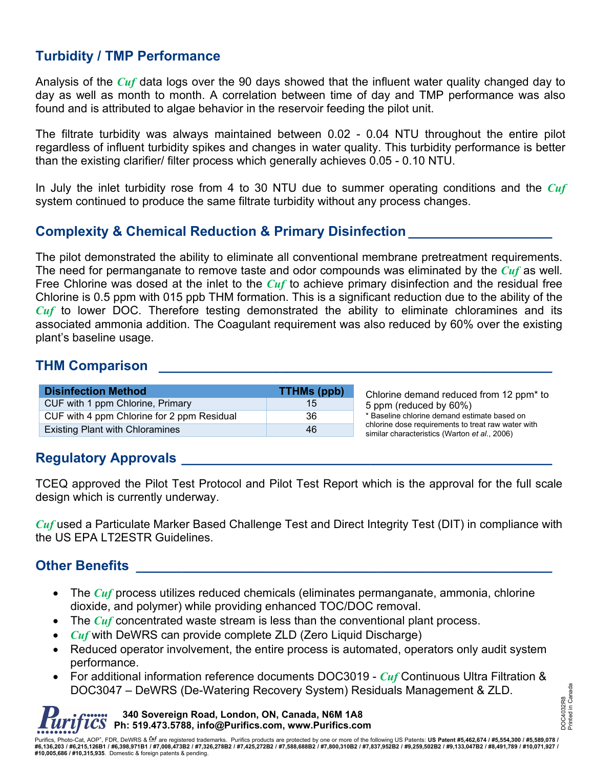## Turbidity / TMP Performance

Analysis of the *Cuf* data logs over the 90 days showed that the influent water quality changed day to day as well as month to month. A correlation between time of day and TMP performance was also found and is attributed to algae behavior in the reservoir feeding the pilot unit.

The filtrate turbidity was always maintained between 0.02 - 0.04 NTU throughout the entire pilot regardless of influent turbidity spikes and changes in water quality. This turbidity performance is better than the existing clarifier/ filter process which generally achieves 0.05 - 0.10 NTU.

In July the inlet turbidity rose from 4 to 30 NTU due to summer operating conditions and the *Cuf* system continued to produce the same filtrate turbidity without any process changes.

## Complexity & Chemical Reduction & Primary Disinfection

The pilot demonstrated the ability to eliminate all conventional membrane pretreatment requirements. The need for permanganate to remove taste and odor compounds was eliminated by the *Cuf* as well. Free Chlorine was dosed at the inlet to the *Cuf* to achieve primary disinfection and the residual free Chlorine is 0.5 ppm with 015 ppb THM formation. This is a significant reduction due to the ability of the *Cuf* to lower DOC. Therefore testing demonstrated the ability to eliminate chloramines and its associated ammonia addition. The Coagulant requirement was also reduced by 60% over the existing plant's baseline usage.

## THM Comparison

| Disinfection Method | TTHMs (ppb) |
|---|---|
| CUF with 1 ppm Chlorine, Primary | 15 |
| CUF with 4 ppm Chlorine for 2 ppm Residual | 36 |
| Existing Plant with Chloramines | 46 |

Chlorine demand reduced from 12 ppm* to 5 ppm (reduced by 60%)
* Baseline chlorine demand estimate based on chlorine dose requirements to treat raw water with similar characteristics (Warton *et al.*, 2006)

## Regulatory Approvals

TCEQ approved the Pilot Test Protocol and Pilot Test Report which is the approval for the full scale design which is currently underway.

*Cuf* used a Particulate Marker Based Challenge Test and Direct Integrity Test (DIT) in compliance with the US EPA LT2ESTR Guidelines.

## Other Benefits

- The *Cuf* process utilizes reduced chemicals (eliminates permanganate, ammonia, chlorine dioxide, and polymer) while providing enhanced TOC/DOC removal.
- The *Cuf* concentrated waste stream is less than the conventional plant process.
- *Cuf* with DeWRS can provide complete ZLD (Zero Liquid Discharge)
- Reduced operator involvement, the entire process is automated, operators only audit system performance.
- For additional information reference documents DOC3019 - *Cuf* Continuous Ultra Filtration & DOC3047 – DeWRS (De-Watering Recovery System) Residuals Management & ZLD.

**340 Sovereign Road, London, ON, Canada, N6M 1A8**
**Ph: 519.473.5788, info@Purifics.com, www.Purifics.com**

DOC4032R8
Printed in Canada

Purifics, Photo-Cat, AOP+, FDR, DeWRS & *Cuf* are registered trademarks. Purifics products are protected by one or more of the following US Patents: **US Patent #5,462,674 / #5,554,300 / #5,589,078 / #6,136,203 / #6,215,126B1 / #6,398,971B1 / #7,008,473B2 / #7,326,278B2 / #7,425,272B2 / #7,588,688B2 / #7,800,310B2 / #7,837,952B2 / #9,259,502B2 / #9,133,047B2 / #8,491,789 / #10,071,927 / #10,005,686 / #10,315,935**. Domestic & foreign patents & pending.